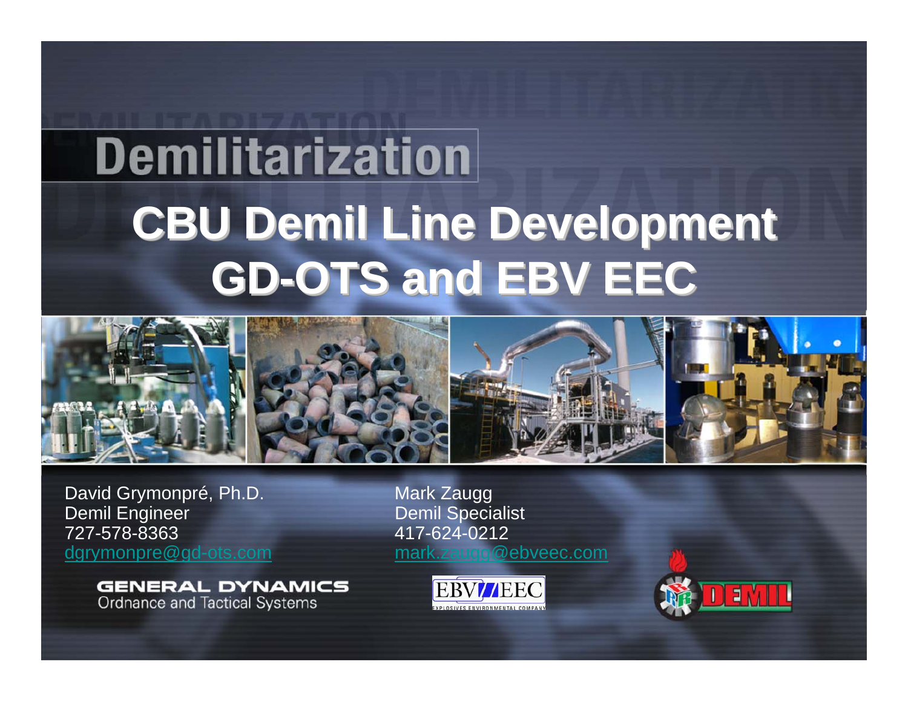# Demilitarization

# CBU Demil Line Development
# GD-OTS and EBV EEC

David Grymonpré, Ph.D.
Demil Engineer
727-578-8363
dgrymonpre@gd-ots.com

Mark Zaugg
Demil Specialist
417-624-0212
mark.zaugg@ebveec.com

GENERAL DYNAMICS
Ordnance and Tactical Systems

EBV EEC
EXPLOSIVES ENVIRONMENTAL COMPANY

DEMIL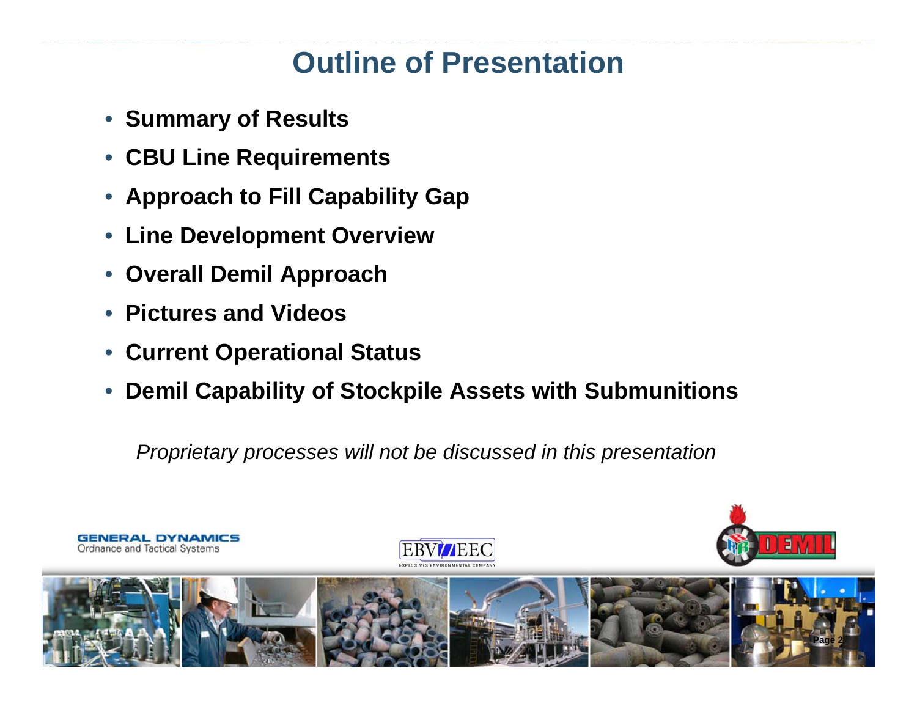# Outline of Presentation

- **Summary of Results**
- **CBU Line Requirements**
- **Approach to Fill Capability Gap**
- **Line Development Overview**
- **Overall Demil Approach**
- **Pictures and Videos**
- **Current Operational Status**
- **Demil Capability of Stockpile Assets with Submunitions**

*Proprietary processes will not be discussed in this presentation*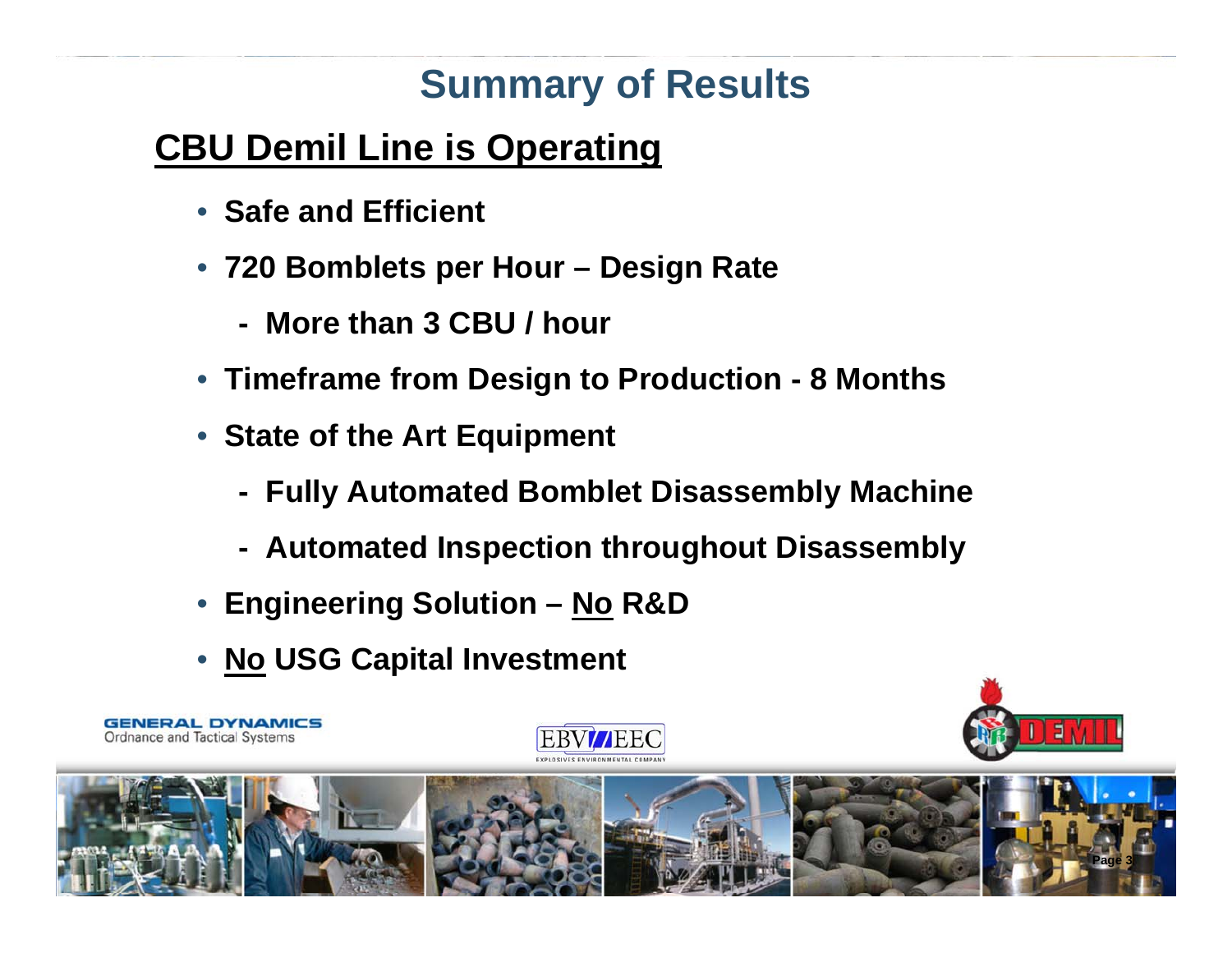# Summary of Results

## CBU Demil Line is Operating

- **Safe and Efficient**
- **720 Bomblets per Hour – Design Rate**
  - **More than 3 CBU / hour**
- **Timeframe from Design to Production - 8 Months**
- **State of the Art Equipment**
  - **Fully Automated Bomblet Disassembly Machine**
  - **Automated Inspection throughout Disassembly**
- **Engineering Solution – No R&D**
- **No USG Capital Investment**

GENERAL DYNAMICS
Ordnance and Tactical Systems

EBV/EEC
EXPLOSIVES ENVIRONMENTAL COMPANY

DEMIL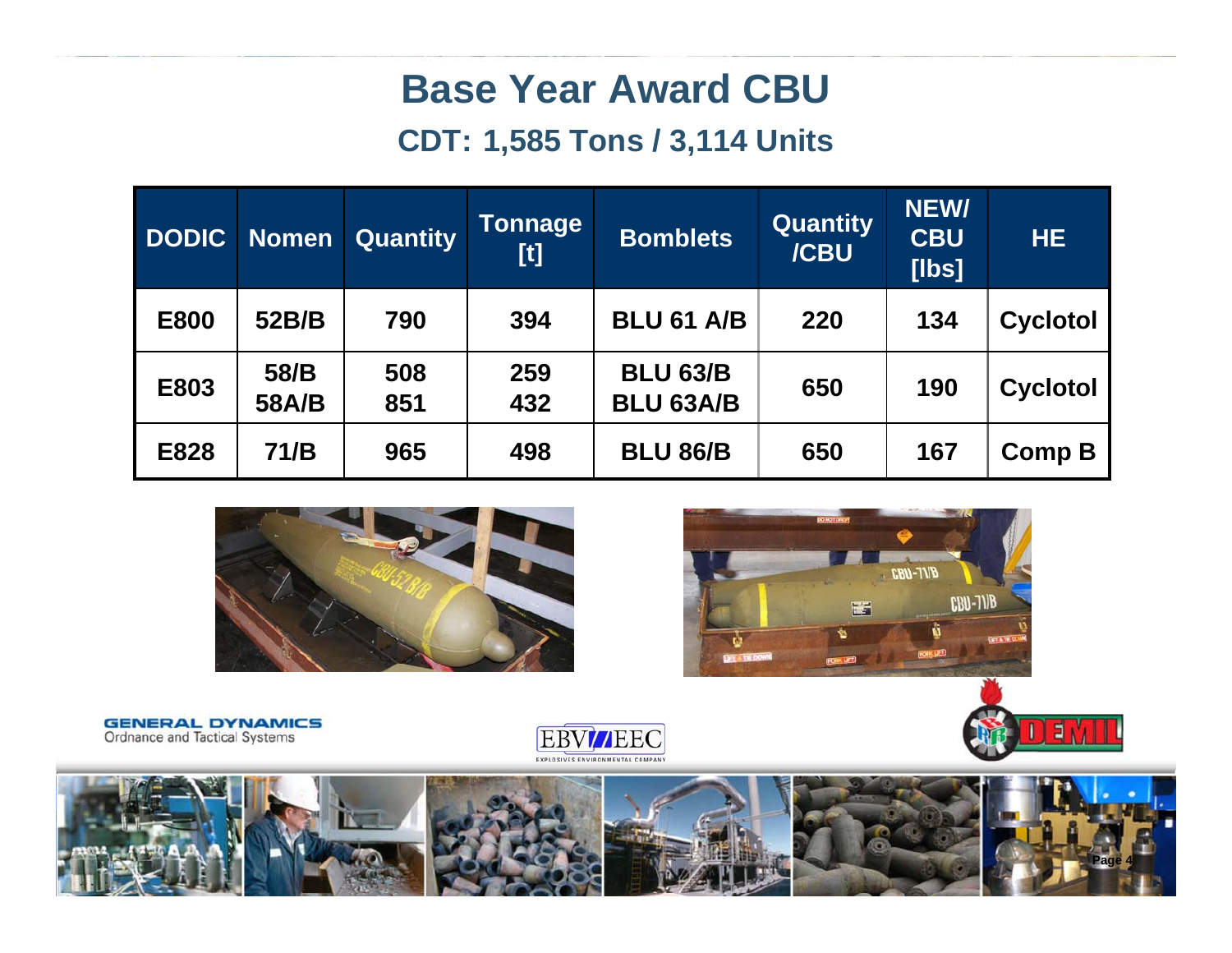# Base Year Award CBU

## CDT: 1,585 Tons / 3,114 Units

| DODIC | Nomen | Quantity | Tonnage [t] | Bomblets | Quantity /CBU | NEW/ CBU [lbs] | HE |
|---|---|---|---|---|---|---|---|
| E800 | 52B/B | 790 | 394 | BLU 61 A/B | 220 | 134 | Cyclotol |
| E803 | 58/B<br>58A/B | 508<br>851 | 259<br>432 | BLU 63/B<br>BLU 63A/B | 650 | 190 | Cyclotol |
| E828 | 71/B | 965 | 498 | BLU 86/B | 650 | 167 | Comp B |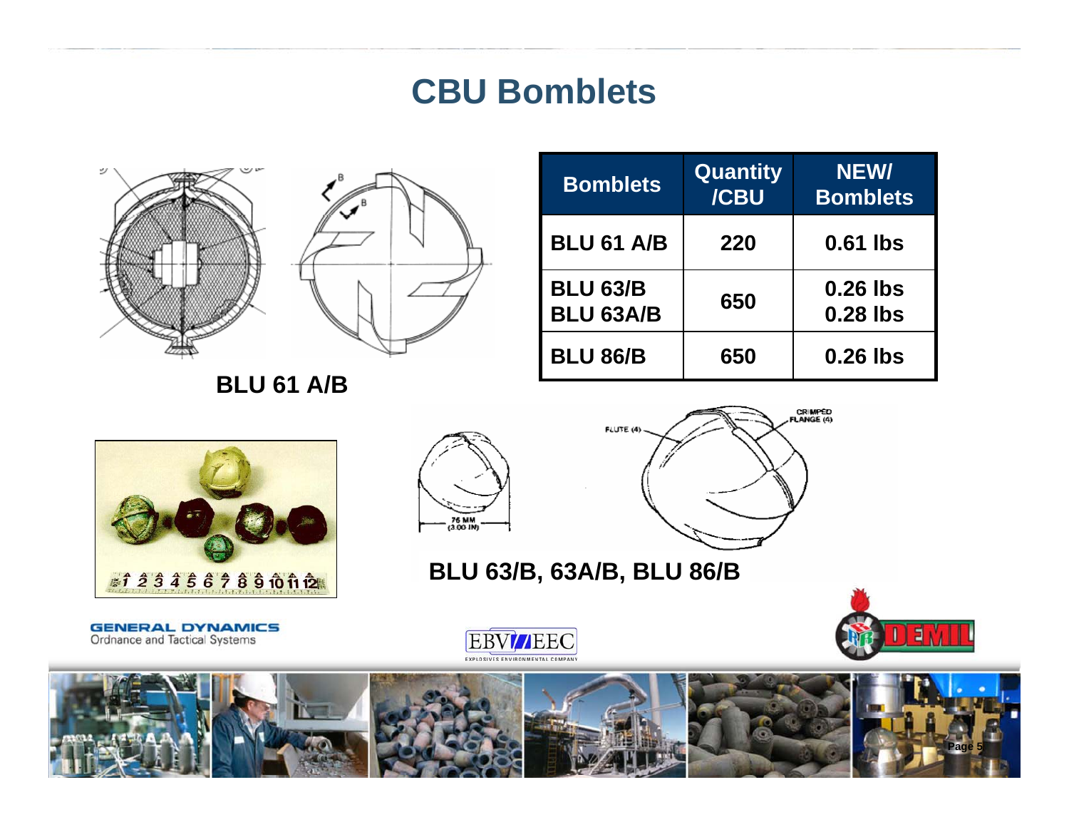# CBU Bomblets

| Bomblets | Quantity /CBU | NEW/ Bomblets |
|---|---|---|
| BLU 61 A/B | 220 | 0.61 lbs |
| BLU 63/B<br>BLU 63A/B | 650 | 0.26 lbs<br>0.28 lbs |
| BLU 86/B | 650 | 0.26 lbs |

BLU 61 A/B

BLU 63/B, 63A/B, BLU 86/B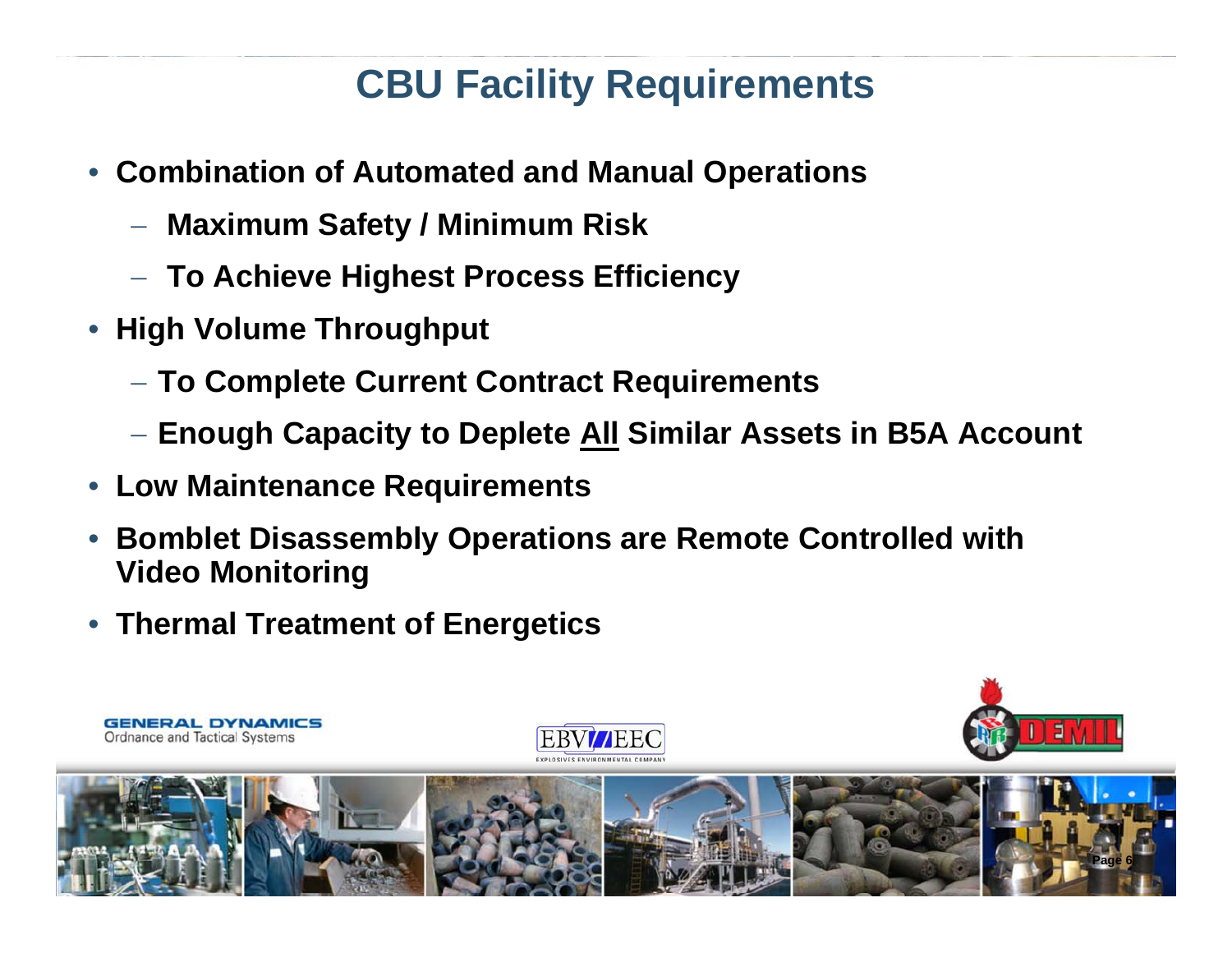# CBU Facility Requirements

- **Combination of Automated and Manual Operations**
  - **Maximum Safety / Minimum Risk**
  - **To Achieve Highest Process Efficiency**
- **High Volume Throughput**
  - **To Complete Current Contract Requirements**
  - **Enough Capacity to Deplete <u>All</u> Similar Assets in B5A Account**
- **Low Maintenance Requirements**
- **Bomblet Disassembly Operations are Remote Controlled with Video Monitoring**
- **Thermal Treatment of Energetics**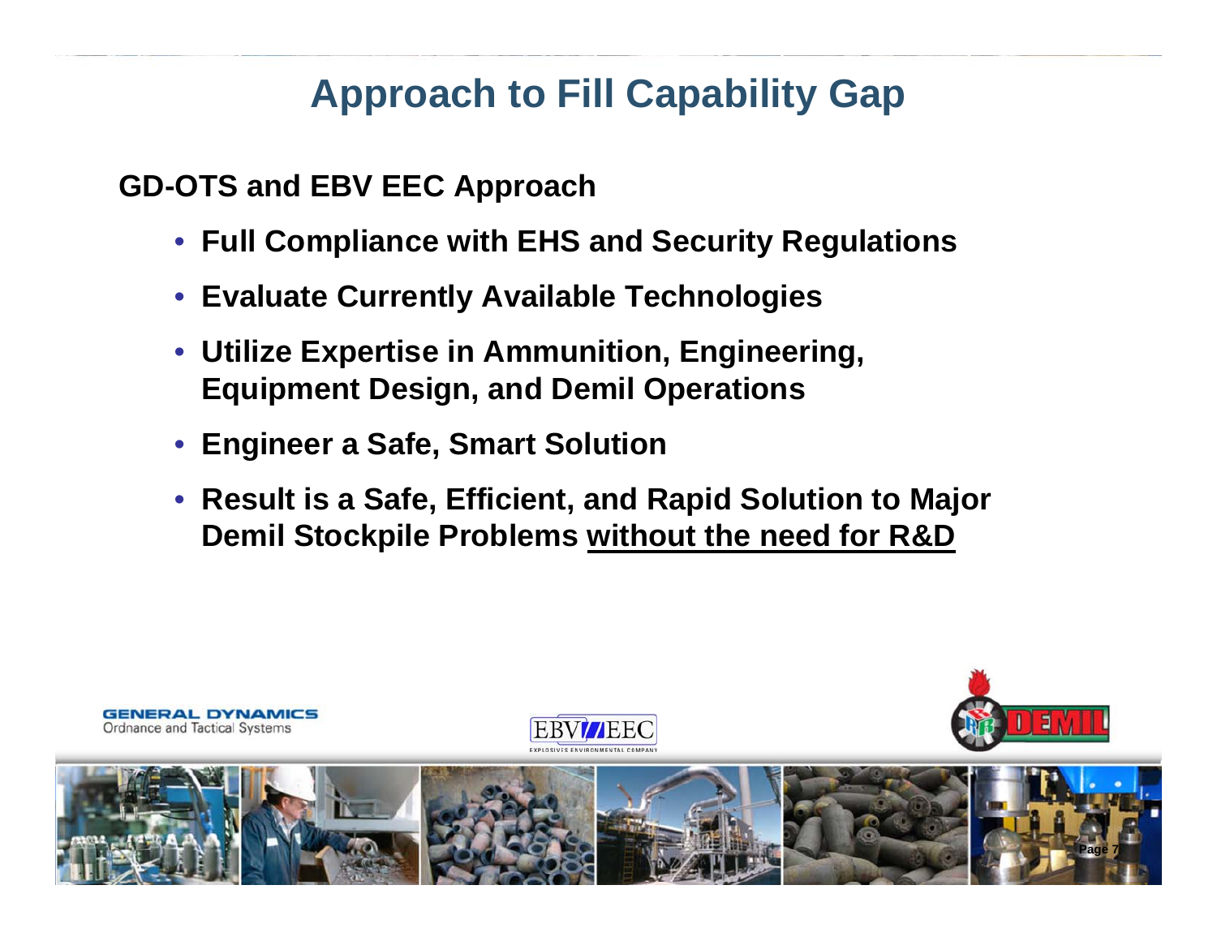# Approach to Fill Capability Gap

**GD-OTS and EBV EEC Approach**

- **Full Compliance with EHS and Security Regulations**
- **Evaluate Currently Available Technologies**
- **Utilize Expertise in Ammunition, Engineering, Equipment Design, and Demil Operations**
- **Engineer a Safe, Smart Solution**
- **Result is a Safe, Efficient, and Rapid Solution to Major Demil Stockpile Problems <u>without the need for R&D</u>**

GENERAL DYNAMICS
Ordnance and Tactical Systems

EBV EEC
EXPLOSIVES ENVIRONMENTAL COMPANY

DEMIL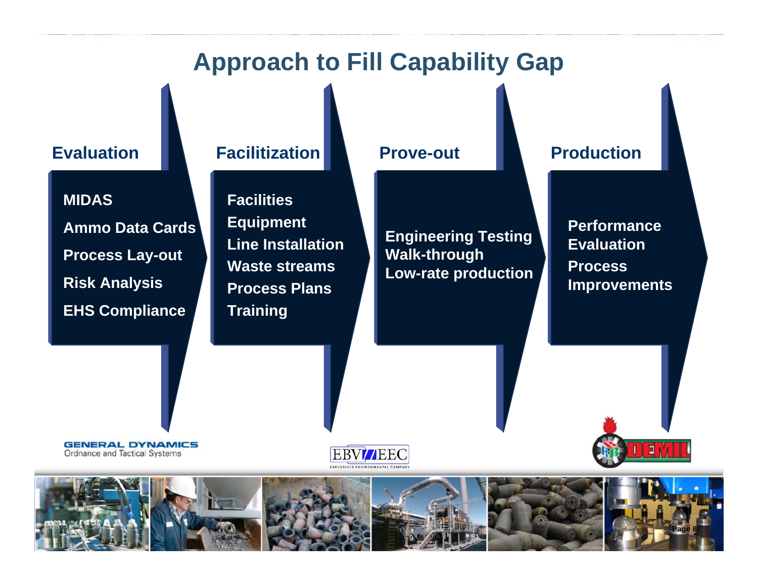# Approach to Fill Capability Gap

## Evaluation

- MIDAS
- Ammo Data Cards
- Process Lay-out
- Risk Analysis
- EHS Compliance

## Facilitization

- Facilities
- Equipment
- Line Installation
- Waste streams
- Process Plans
- Training

## Prove-out

- Engineering Testing
- Walk-through
- Low-rate production

## Production

- Performance Evaluation
- Process Improvements

GENERAL DYNAMICS
Ordnance and Tactical Systems

EBV/EEC
EXPLOSIVES ENVIRONMENTAL COMPANY

DEMIL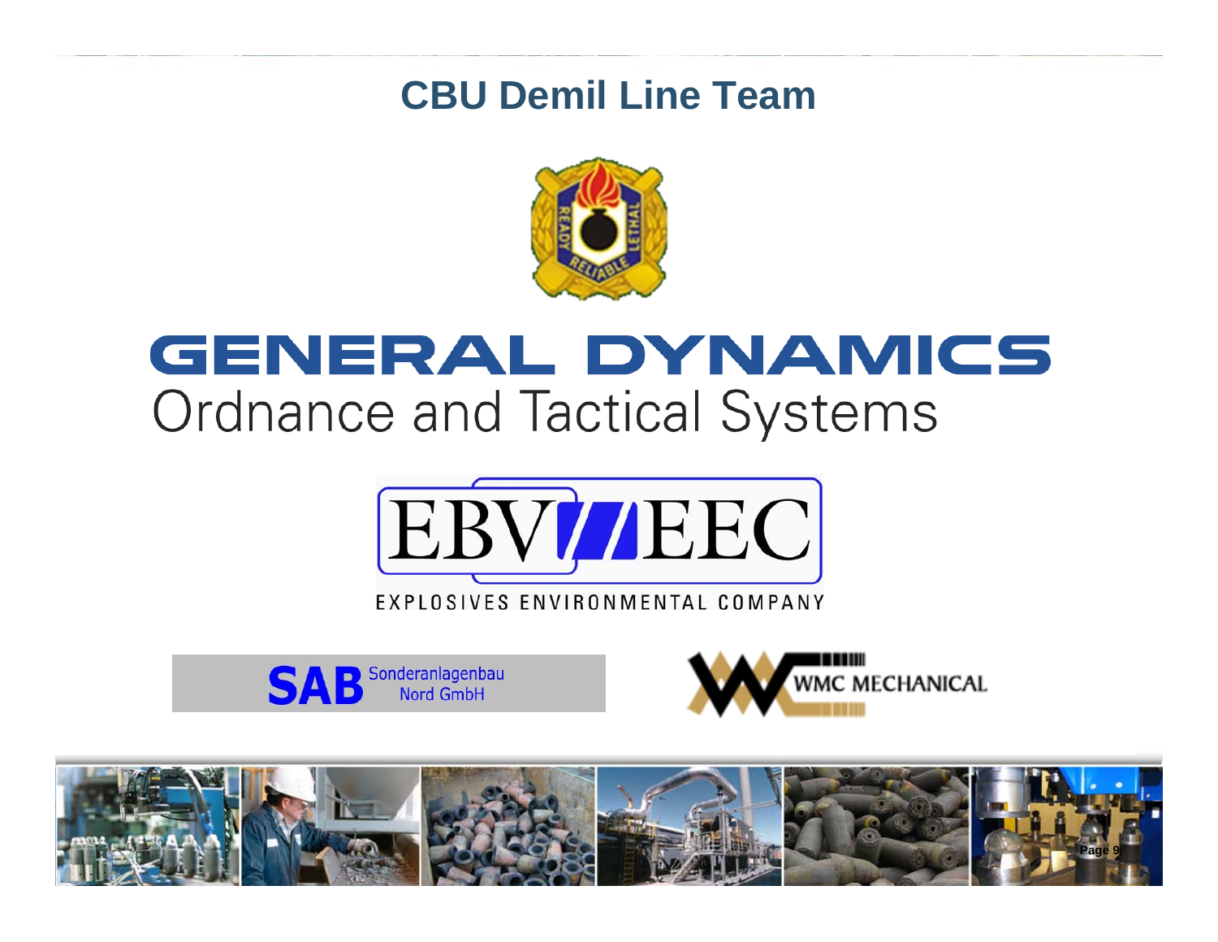# CBU Demil Line Team

GENERAL DYNAMICS
Ordnance and Tactical Systems

EBV EEC
EXPLOSIVES ENVIRONMENTAL COMPANY

SAB Sonderanlagenbau Nord GmbH

WMC MECHANICAL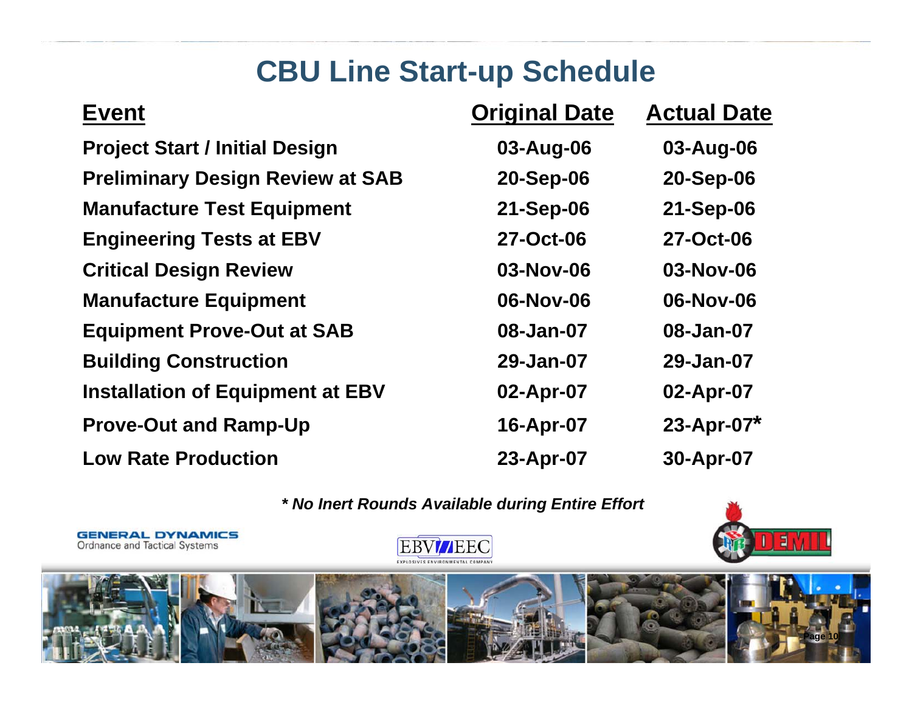# CBU Line Start-up Schedule

| Event | Original Date | Actual Date |
|---|---|---|
| Project Start / Initial Design | 03-Aug-06 | 03-Aug-06 |
| Preliminary Design Review at SAB | 20-Sep-06 | 20-Sep-06 |
| Manufacture Test Equipment | 21-Sep-06 | 21-Sep-06 |
| Engineering Tests at EBV | 27-Oct-06 | 27-Oct-06 |
| Critical Design Review | 03-Nov-06 | 03-Nov-06 |
| Manufacture Equipment | 06-Nov-06 | 06-Nov-06 |
| Equipment Prove-Out at SAB | 08-Jan-07 | 08-Jan-07 |
| Building Construction | 29-Jan-07 | 29-Jan-07 |
| Installation of Equipment at EBV | 02-Apr-07 | 02-Apr-07 |
| Prove-Out and Ramp-Up | 16-Apr-07 | 23-Apr-07* |
| Low Rate Production | 23-Apr-07 | 30-Apr-07 |

***\* No Inert Rounds Available during Entire Effort***

GENERAL DYNAMICS
Ordnance and Tactical Systems

EBV/EEC
EXPLOSIVES ENVIRONMENTAL COMPANY

DEMIL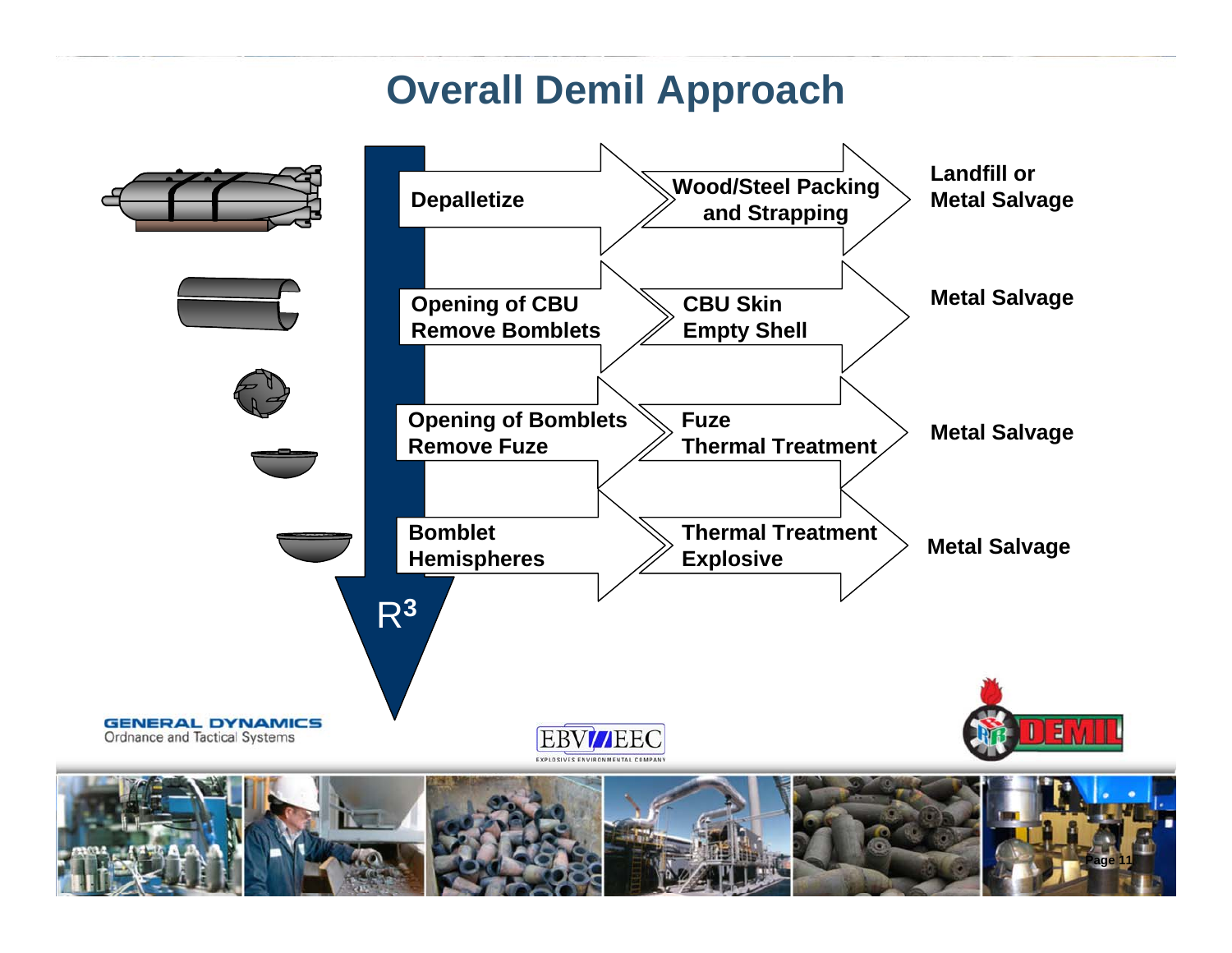# Overall Demil Approach

| Step | Output | Disposition |
| --- | --- | --- |
| Depalletize | Wood/Steel Packing and Strapping | Landfill or Metal Salvage |
| Opening of CBU Remove Bomblets | CBU Skin Empty Shell | Metal Salvage |
| Opening of Bomblets Remove Fuze | Fuze Thermal Treatment | Metal Salvage |
| Bomblet Hemispheres | Thermal Treatment Explosive | Metal Salvage |

$R^3$

GENERAL DYNAMICS
Ordnance and Tactical Systems

EBV/EEC
EXPLOSIVES ENVIRONMENTAL COMPANY

DEMIL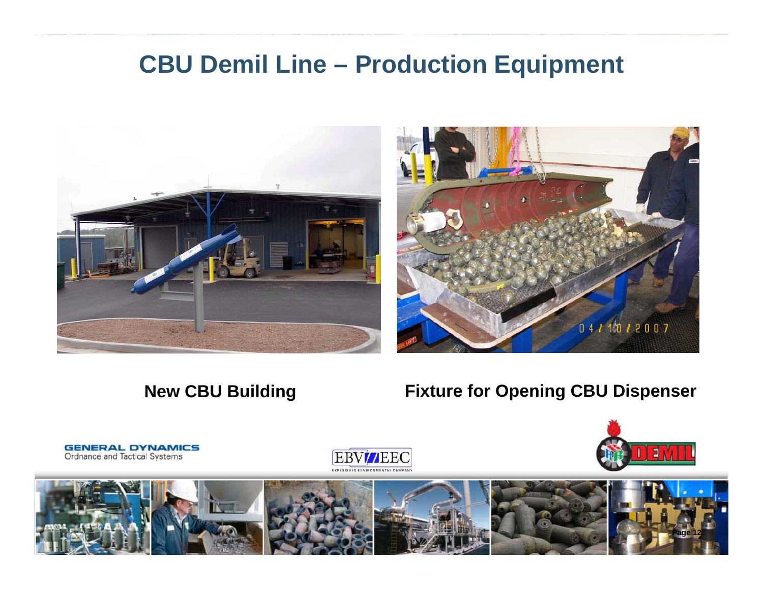# CBU Demil Line – Production Equipment

**New CBU Building**

**Fixture for Opening CBU Dispenser**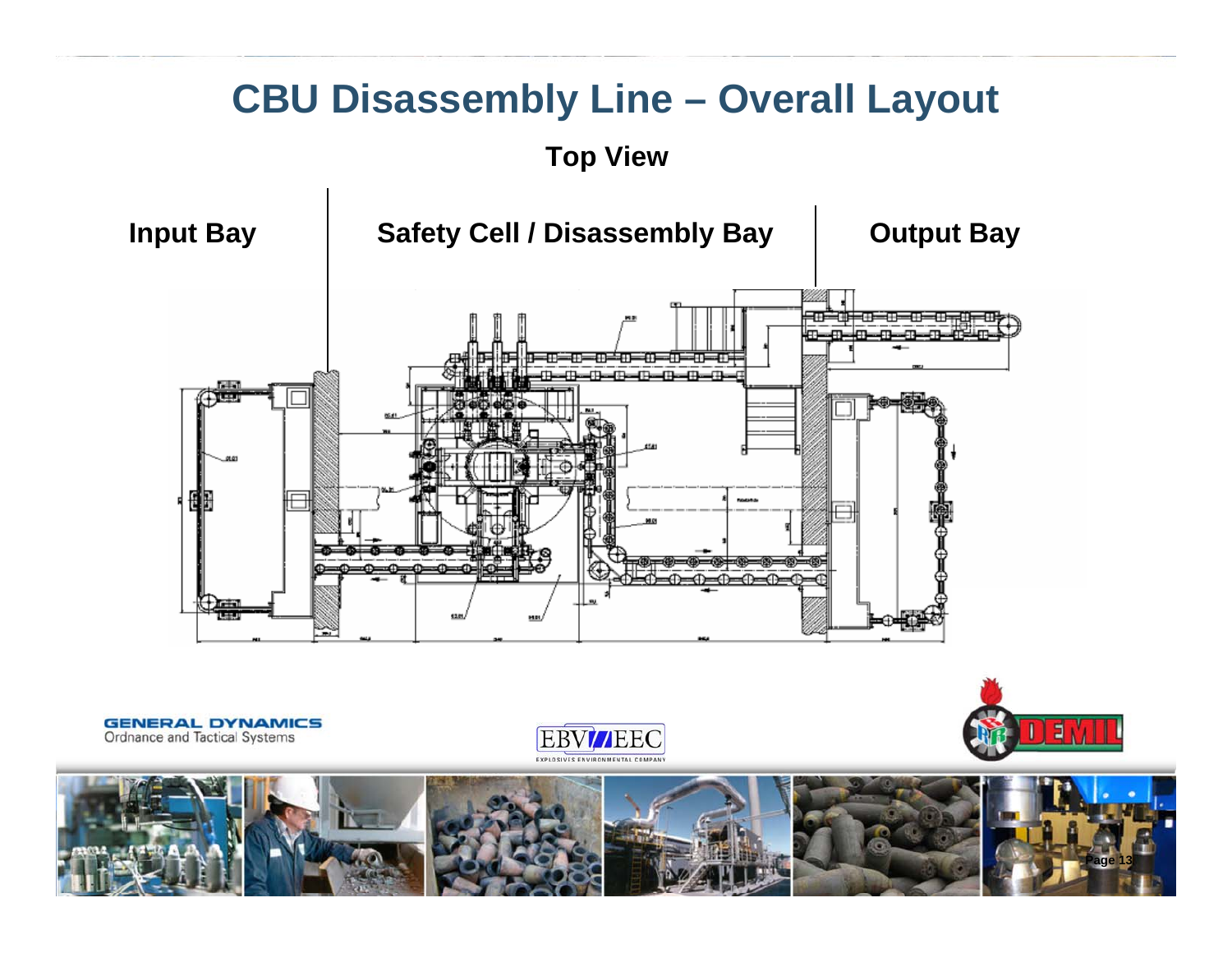# CBU Disassembly Line – Overall Layout

**Top View**

**Input Bay** | **Safety Cell / Disassembly Bay** | **Output Bay**

GENERAL DYNAMICS
Ordnance and Tactical Systems

EBV/EEC
EXPLOSIVES ENVIRONMENTAL COMPANY

DEMIL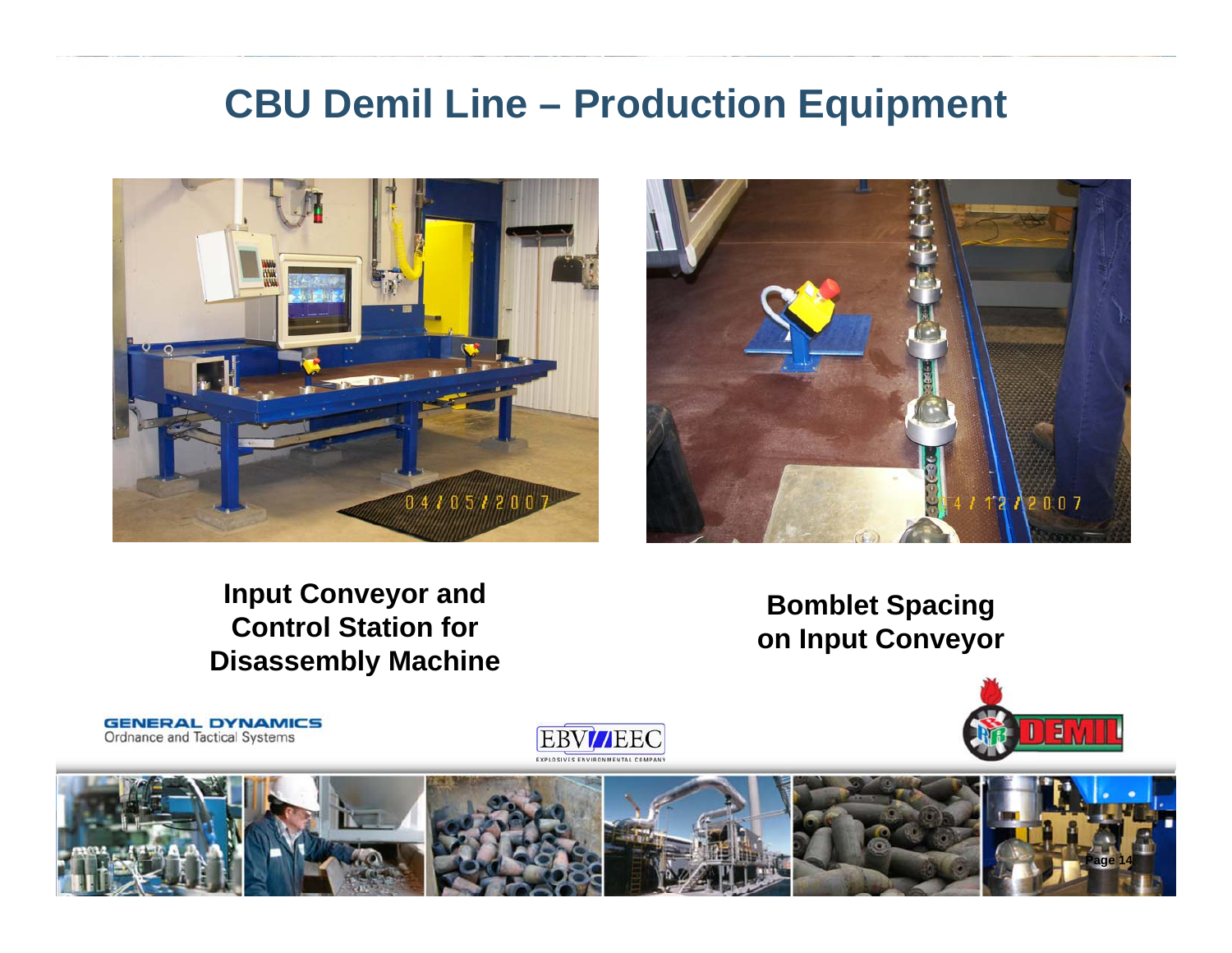# CBU Demil Line – Production Equipment

**Input Conveyor and Control Station for Disassembly Machine**

**Bomblet Spacing on Input Conveyor**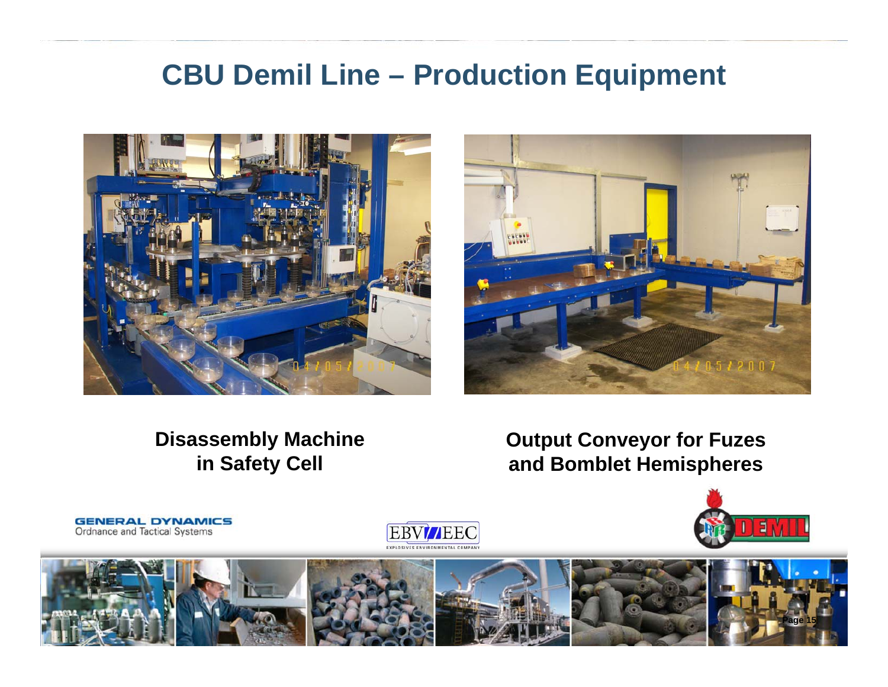# CBU Demil Line – Production Equipment

**Disassembly Machine in Safety Cell**

**Output Conveyor for Fuzes and Bomblet Hemispheres**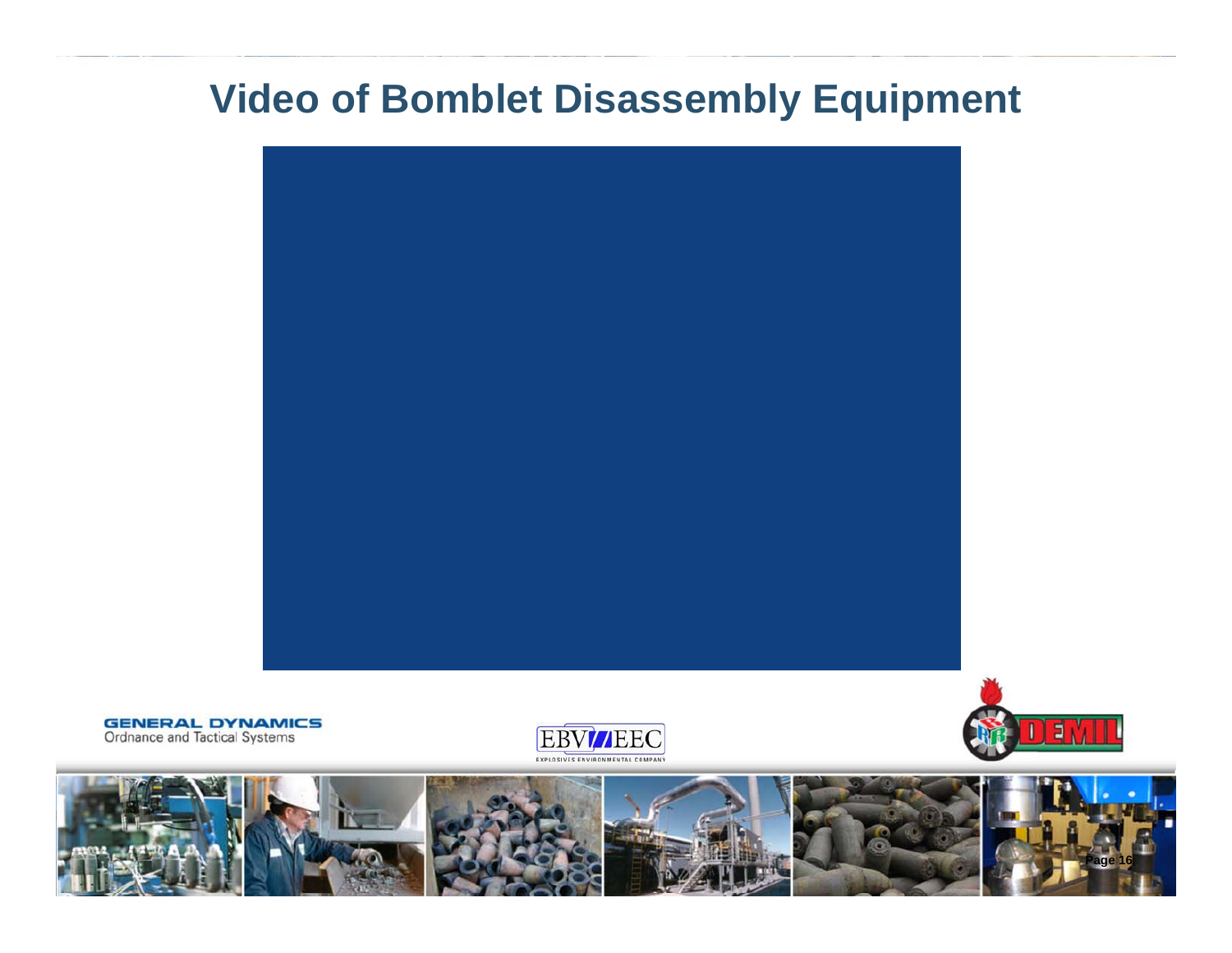# Video of Bomblet Disassembly Equipment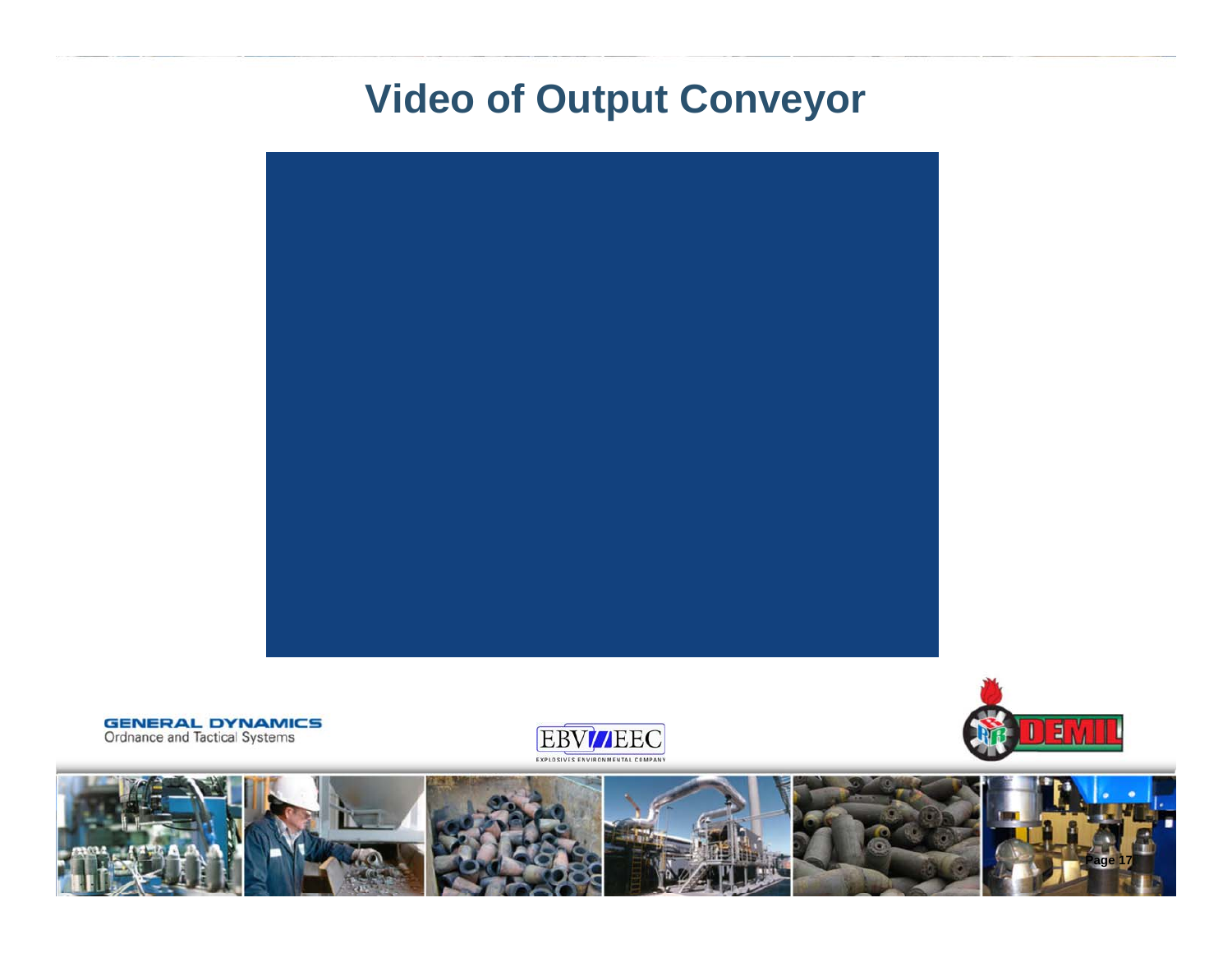# Video of Output Conveyor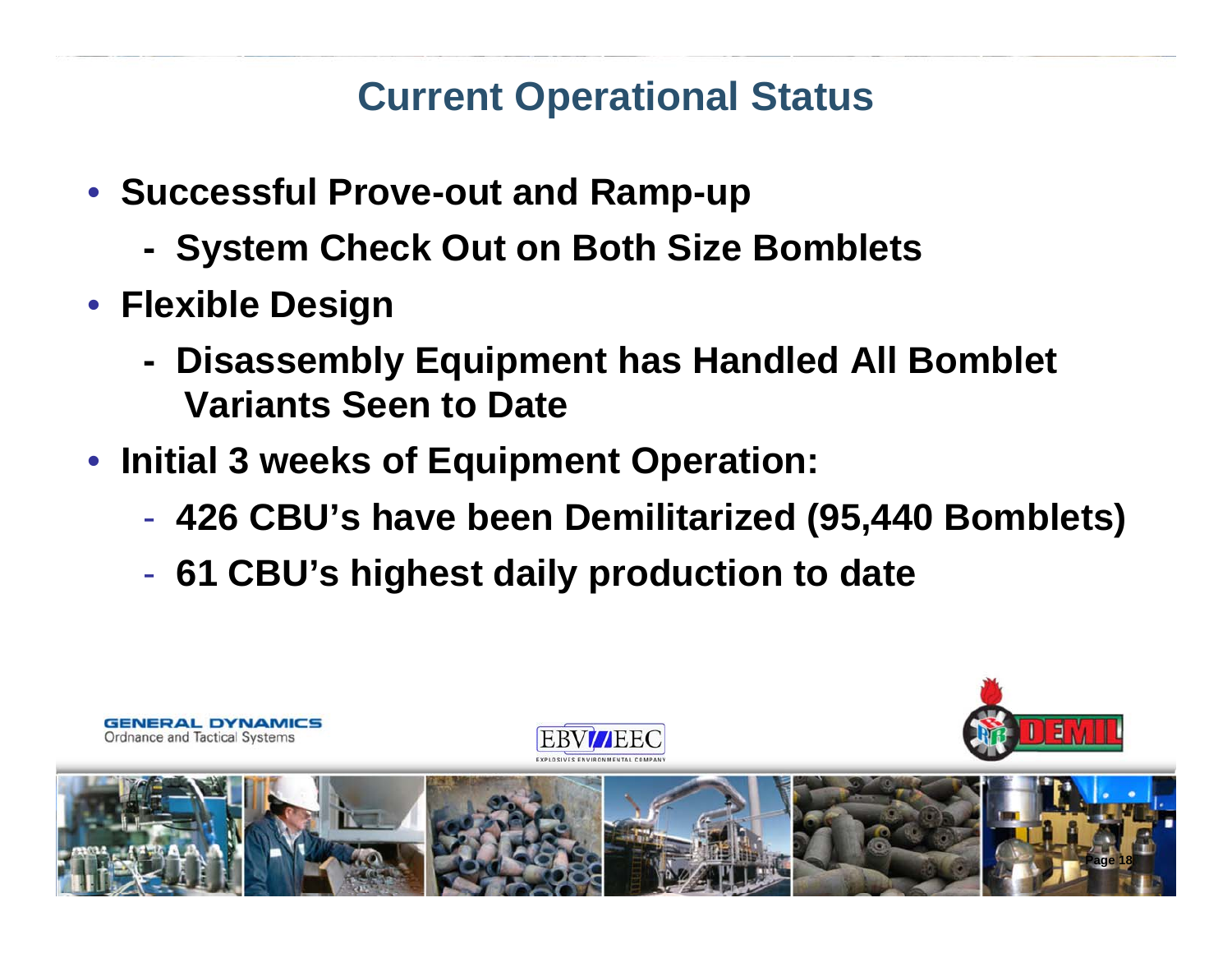## Current Operational Status

- **Successful Prove-out and Ramp-up**
  - **System Check Out on Both Size Bomblets**
- **Flexible Design**
  - **Disassembly Equipment has Handled All Bomblet Variants Seen to Date**
- **Initial 3 weeks of Equipment Operation:**
  - **426 CBU's have been Demilitarized (95,440 Bomblets)**
  - **61 CBU's highest daily production to date**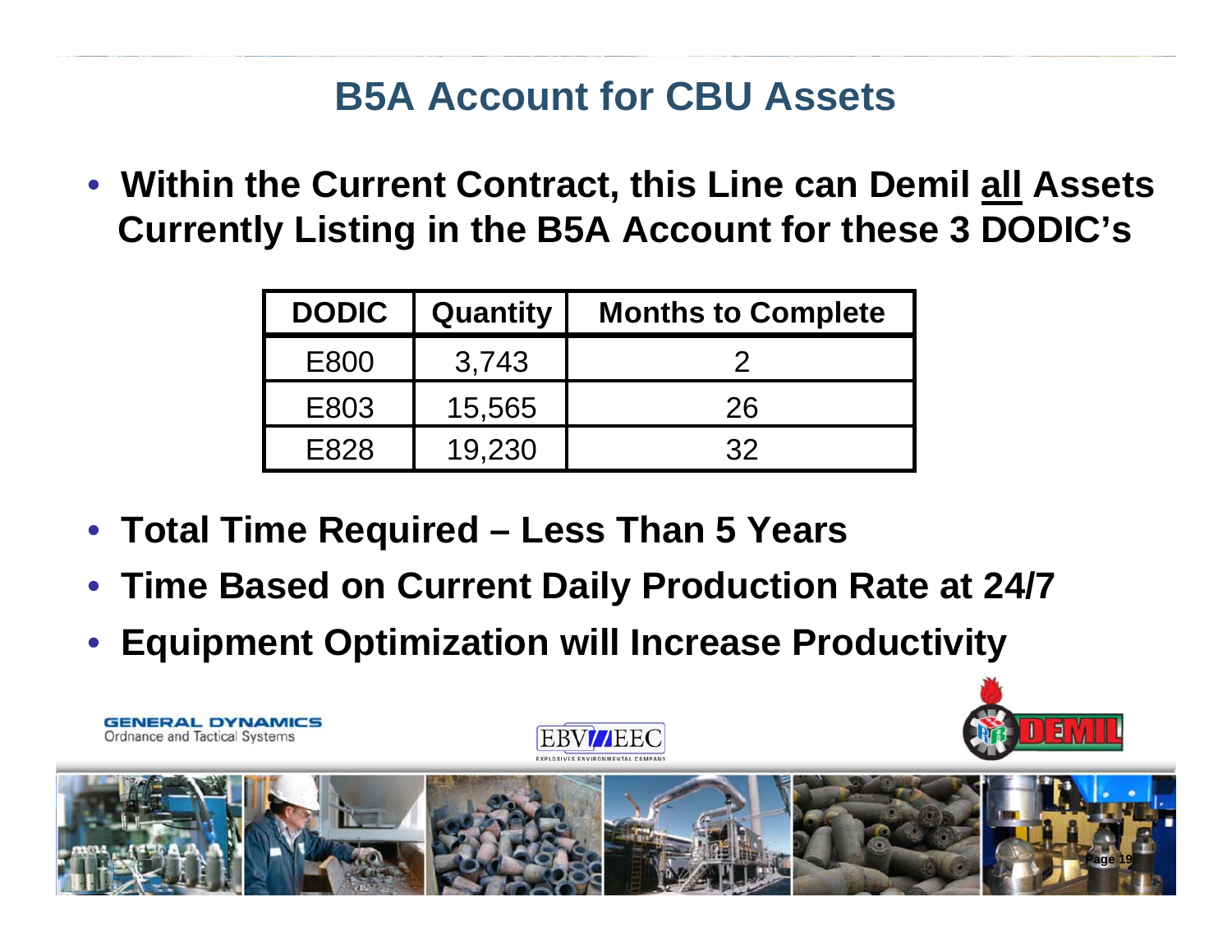# B5A Account for CBU Assets

- **Within the Current Contract, this Line can Demil all Assets Currently Listing in the B5A Account for these 3 DODIC's**

| DODIC | Quantity | Months to Complete |
|---|---|---|
| E800 | 3,743 | 2 |
| E803 | 15,565 | 26 |
| E828 | 19,230 | 32 |

- **Total Time Required – Less Than 5 Years**
- **Time Based on Current Daily Production Rate at 24/7**
- **Equipment Optimization will Increase Productivity**

GENERAL DYNAMICS
Ordnance and Tactical Systems

EBV/EEC
EXPLOSIVES ENVIRONMENTAL COMPANY

DEMIL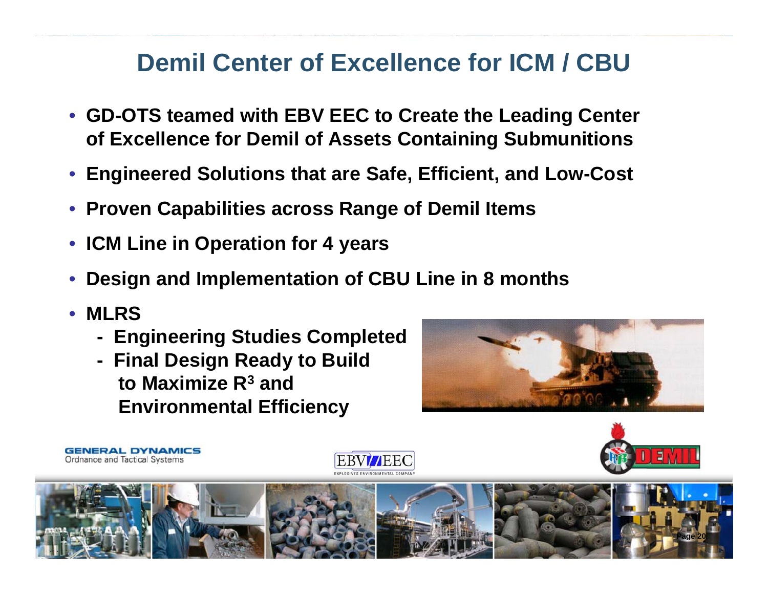# Demil Center of Excellence for ICM / CBU

- GD-OTS teamed with EBV EEC to Create the Leading Center of Excellence for Demil of Assets Containing Submunitions
- Engineered Solutions that are Safe, Efficient, and Low-Cost
- Proven Capabilities across Range of Demil Items
- ICM Line in Operation for 4 years
- Design and Implementation of CBU Line in 8 months
- MLRS
  - Engineering Studies Completed
  - Final Design Ready to Build to Maximize $R^3$ and Environmental Efficiency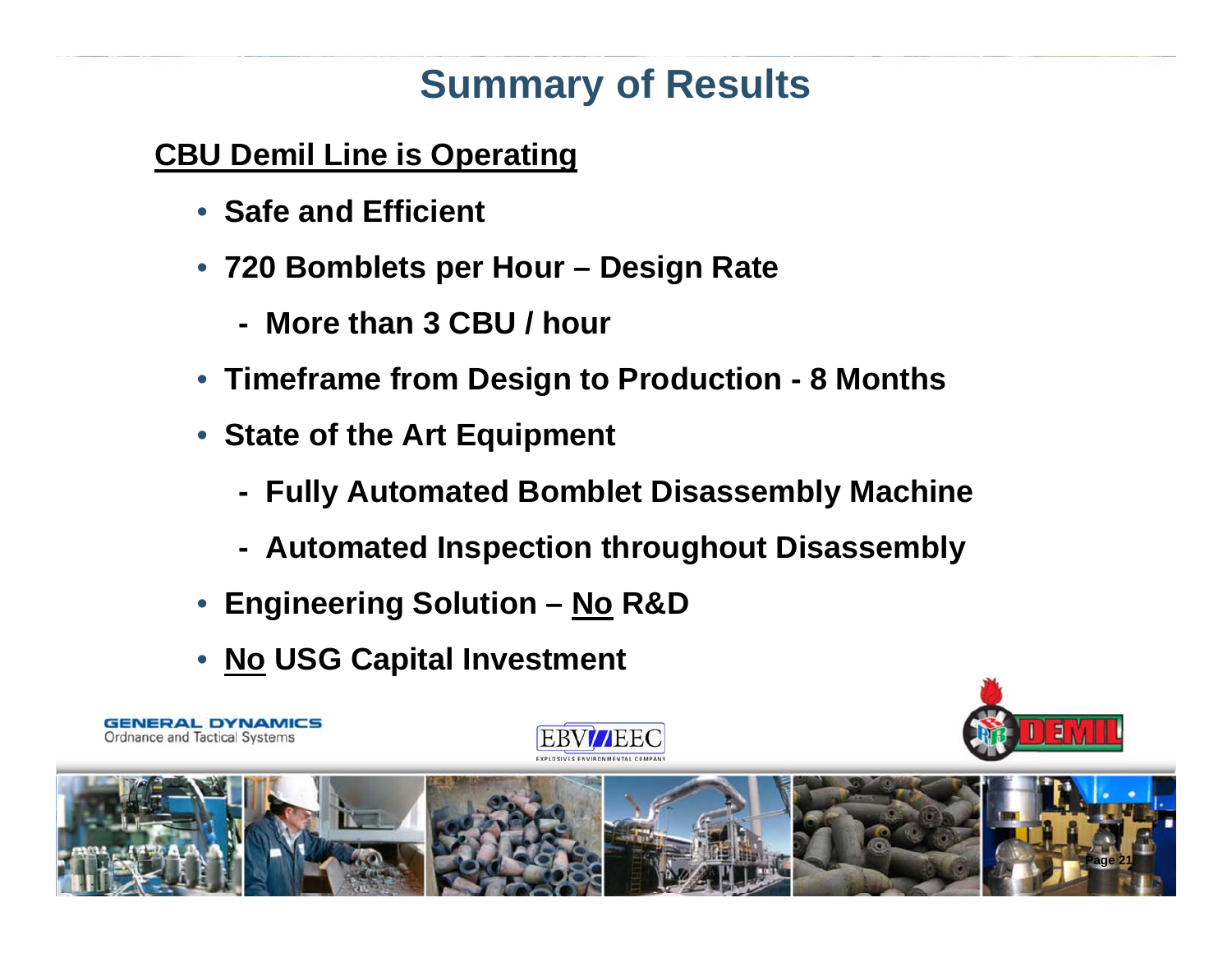# Summary of Results

**CBU Demil Line is Operating**

- **Safe and Efficient**
- **720 Bomblets per Hour – Design Rate**
  - **More than 3 CBU / hour**
- **Timeframe from Design to Production - 8 Months**
- **State of the Art Equipment**
  - **Fully Automated Bomblet Disassembly Machine**
  - **Automated Inspection throughout Disassembly**
- **Engineering Solution – No R&D**
- **No USG Capital Investment**

GENERAL DYNAMICS
Ordnance and Tactical Systems

EBV/EEC
EXPLOSIVES ENVIRONMENTAL COMPANY

DEMIL